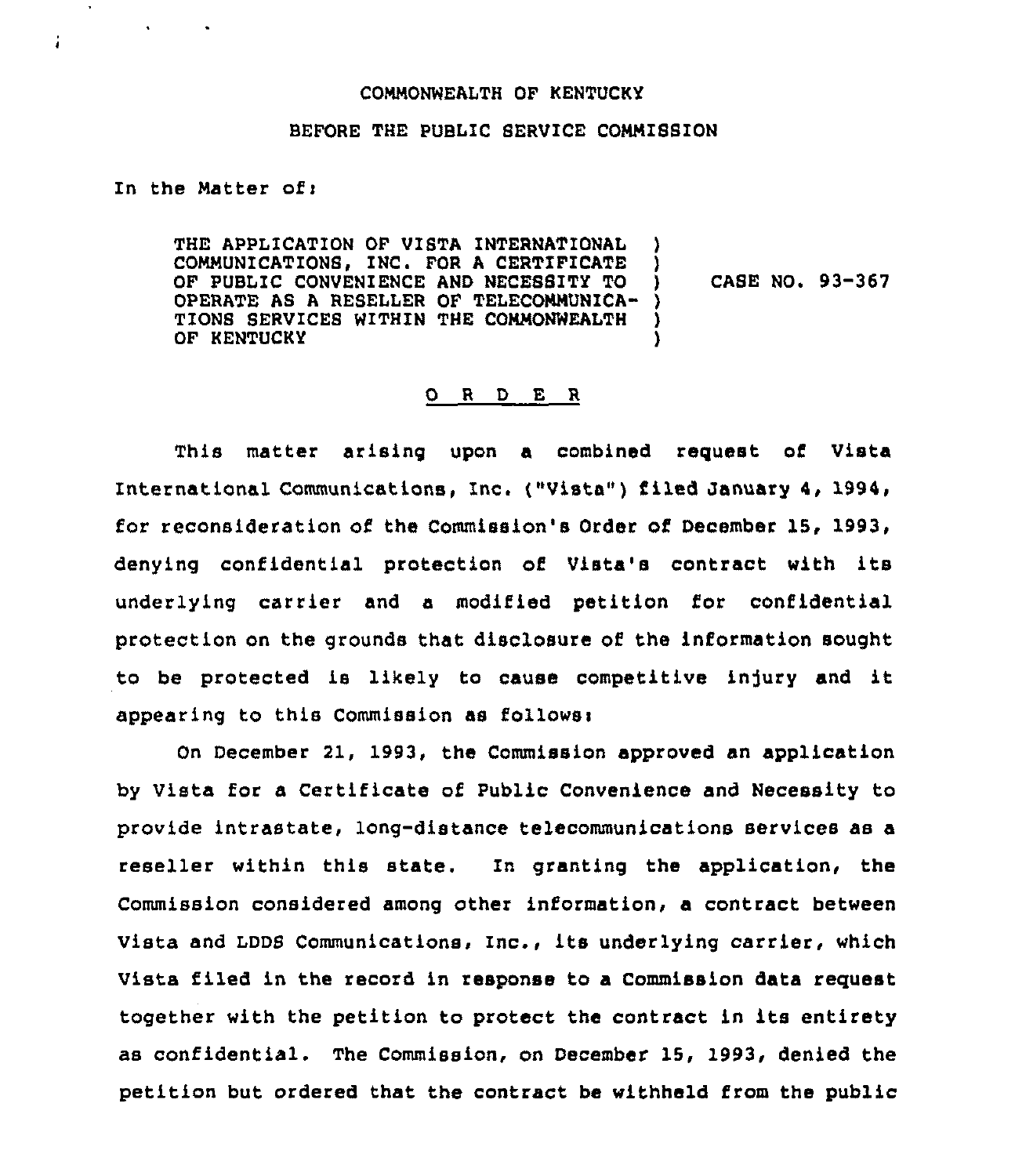COMMONWEALTH OF KENTUCKY

BEFORE THE PUBLIC SERVICE COMMISSION

In the Matter of:

THE APPLICATION OF VISTA INTERNATIONAL COMMUNICATIONS, INC. FOR A CERTIFICATE OF PUBLIC CONVENIENCE AND NECESSITY TO OPERATE AS A RESELLER OF TELECOMMUNICATIONS SERVICES WITHIN THE COMMONWEALTH OF KENTUCKY ) CASE NO. 93-367

## O R D E R

This matter arising upon a combined request of Vista International Communications, Inc. ("Vista") filed January 4, 1994, for reconsideration of the Commission's Order of December 15, 1993, denying confidential protection of Vista's contract with its underlying carrier and a modified petition for confidential protection on the grounds that disclosure of the information sought to be protected is likely to cause competitive injury and it appearing to this Commission as follows:

On December 21, 1993, the Commission approved an application by Vista for a Certificate of Public Convenience and Necessity to provide intrastate, long-distance telecommunications services as a reseller within this state. In granting the application, the Commission considered among other information, a contract between Vista and LDDS Communications, Inc., its underlying carrier, which Vista filed in the record in response to a Commission data request together with the petition to protect the contract in its entirety as confidential. The Commission, on December 15, 1993, denied the petition but ordered that the contract be withheld from the public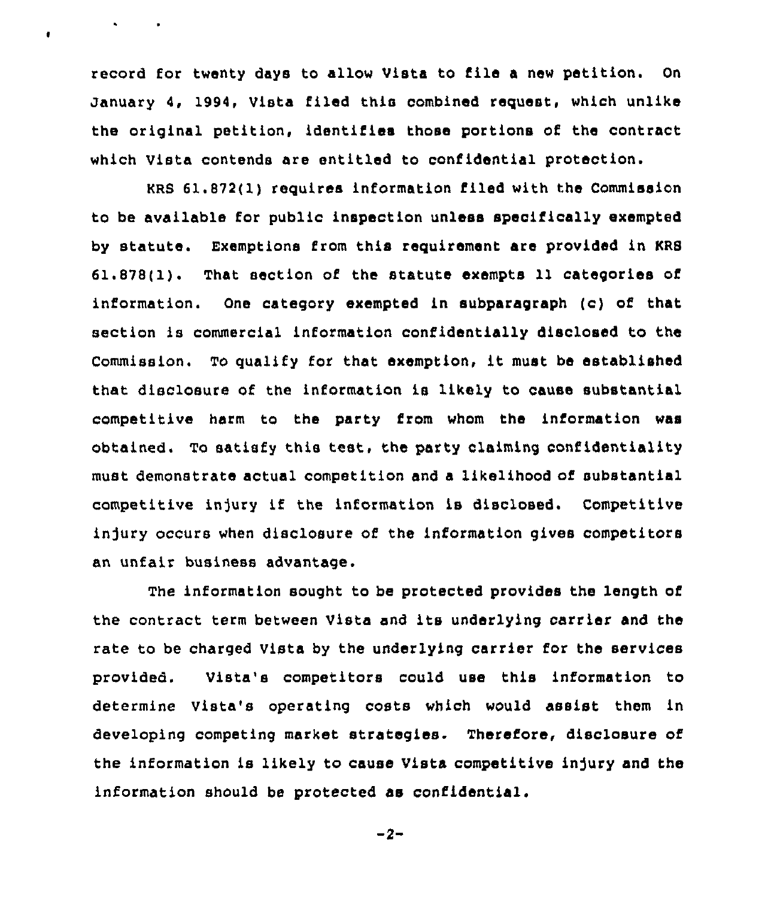record for twenty days to allow Vista to file a new petition. On January 4, 1994, Vista filed this combined request, which unlike the original petition, identifies those portions of the contract which Vista contends are entitled to confidential protection.

KRS 61.872(1) requires information filed with the Commission to be available for public inspection unless specifically exempted by statute. Exemptions from this requirement are provided in KRS 61.878(1). That section of the statute exempts 11 categories of information. One category exempted in subparagraph (c) of that section is commercial information confidentially disclosed to the Commission. To qualify for that exemption, it must be established that disclosure of the information is likely to cause substantial competitive harm to the party from whom the information was obtained. To satisfy this test, the party claiming confidentiality must demonstrate actual competition and a likelihood of substantial competitive injury if the information is disclosed. Competitive injury occurs when disclosure of the information gives competitors an unfair business advantage.

The information sought to be protected provides the length of the contract term between Vista and its underlying carrier and the rate to be charged Vista by the underlying carrier for the services provided. Vista's competitors could use this information to determine Vista's operating costs which would assist them in developing competing market strategies. Therefore, disclosure of the information is likely to cause Vista competitive injury and the information should be protected as confidential.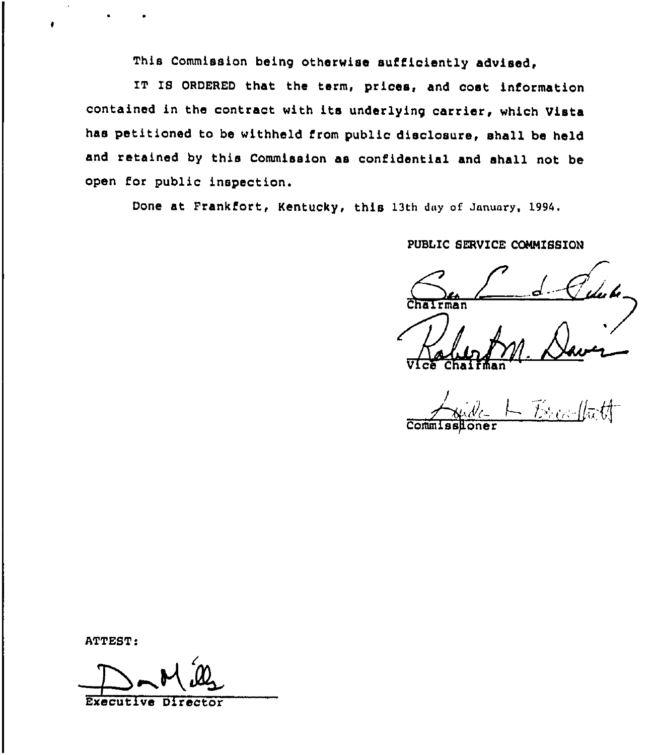This Commission being otherwise sufficiently advised,

IT IS ORDERED that the term, prices, and cost information contained in the contract with its underlying carrier, which Vista has petitioned to be withheld from public disclosure, shall be held and retained by this Commission as confidential and shall not be open for public inspection.

Done at Frankfort, Kentucky, this 13th day of January, 1994.

PUBLIC SERVICE COMMISSION

Chairman

Vice Chairman

Commissioner

ATTEST:

Executive Director